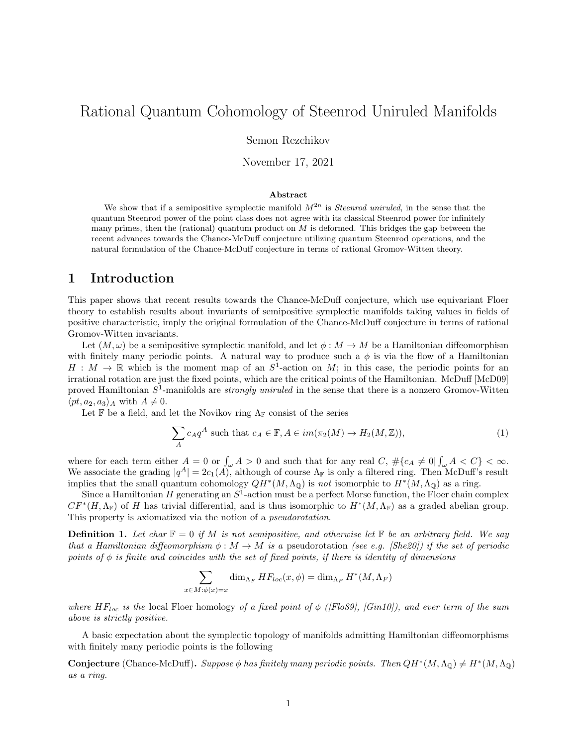# Rational Quantum Cohomology of Steenrod Uniruled Manifolds

Semon Rezchikov

November 17, 2021

**Abstract**

We show that if a semipositive symplectic manifold $M^{2n}$ is *Steenrod uniruled*, in the sense that the quantum Steenrod power of the point class does not agree with its classical Steenrod power for infinitely many primes, then the (rational) quantum product on $M$ is deformed. This bridges the gap between the recent advances towards the Chance-McDuff conjecture utilizing quantum Steenrod operations, and the natural formulation of the Chance-McDuff conjecture in terms of rational Gromov-Witten theory.

## 1 Introduction

This paper shows that recent results towards the Chance-McDuff conjecture, which use equivariant Floer theory to establish results about invariants of semipositive symplectic manifolds taking values in fields of positive characteristic, imply the original formulation of the Chance-McDuff conjecture in terms of rational Gromov-Witten invariants.

Let $(M, \omega)$ be a semipositive symplectic manifold, and let $\phi : M \to M$ be a Hamiltonian diffeomorphism with finitely many periodic points. A natural way to produce such a $\phi$ is via the flow of a Hamiltonian $H : M \to \mathbb{R}$ which is the moment map of an $S^1$-action on $M$; in this case, the periodic points for an irrational rotation are just the fixed points, which are the critical points of the Hamiltonian. McDuff [McD09] proved Hamiltonian $S^1$-manifolds are *strongly uniruled* in the sense that there is a nonzero Gromov-Witten $\langle pt, a_2, a_3 \rangle_A$ with $A \neq 0$.

Let $\mathbb{F}$ be a field, and let the Novikov ring $\Lambda_{\mathbb{F}}$ consist of the series

$$\sum_A c_A q^A \text{ such that } c_A \in \mathbb{F}, A \in im(\pi_2(M) \to H_2(M, \mathbb{Z})), \tag{1}$$

where for each term either $A = 0$ or $\int_\omega A > 0$ and such that for any real $C$, $\#\{c_A \neq 0 | \int_\omega A < C\} < \infty$. We associate the grading $|q^A| = 2c_1(A)$, although of course $\Lambda_{\mathbb{F}}$ is only a filtered ring. Then McDuff's result implies that the small quantum cohomology $QH^*(M, \Lambda_{\mathbb{Q}})$ is *not* isomorphic to $H^*(M, \Lambda_{\mathbb{Q}})$ as a ring.

Since a Hamiltonian $H$ generating an $S^1$-action must be a perfect Morse function, the Floer chain complex $CF^*(H, \Lambda_{\mathbb{F}})$ of $H$ has trivial differential, and is thus isomorphic to $H^*(M, \Lambda_{\mathbb{F}})$ as a graded abelian group. This property is axiomatized via the notion of a *pseudorotation*.

**Definition 1.** *Let char $\mathbb{F} = 0$ if $M$ is not semipositive, and otherwise let $\mathbb{F}$ be an arbitrary field. We say that a Hamiltonian diffeomorphism $\phi : M \to M$ is a* pseudorotation *(see e.g. [She20]) if the set of periodic points of $\phi$ is finite and coincides with the set of fixed points, if there is identity of dimensions*

$$\sum_{x \in M : \phi(x) = x} \dim_{\Lambda_F} HF_{loc}(x, \phi) = \dim_{\Lambda_F} H^*(M, \Lambda_F)$$

*where $HF_{loc}$ is the* local Floer homology *of a fixed point of $\phi$ ([Flo89], [Gin10]), and ever term of the sum above is strictly positive.*

A basic expectation about the symplectic topology of manifolds admitting Hamiltonian diffeomorphisms with finitely many periodic points is the following

**Conjecture** (Chance-McDuff). *Suppose $\phi$ has finitely many periodic points. Then $QH^*(M, \Lambda_{\mathbb{Q}}) \neq H^*(M, \Lambda_{\mathbb{Q}})$ as a ring.*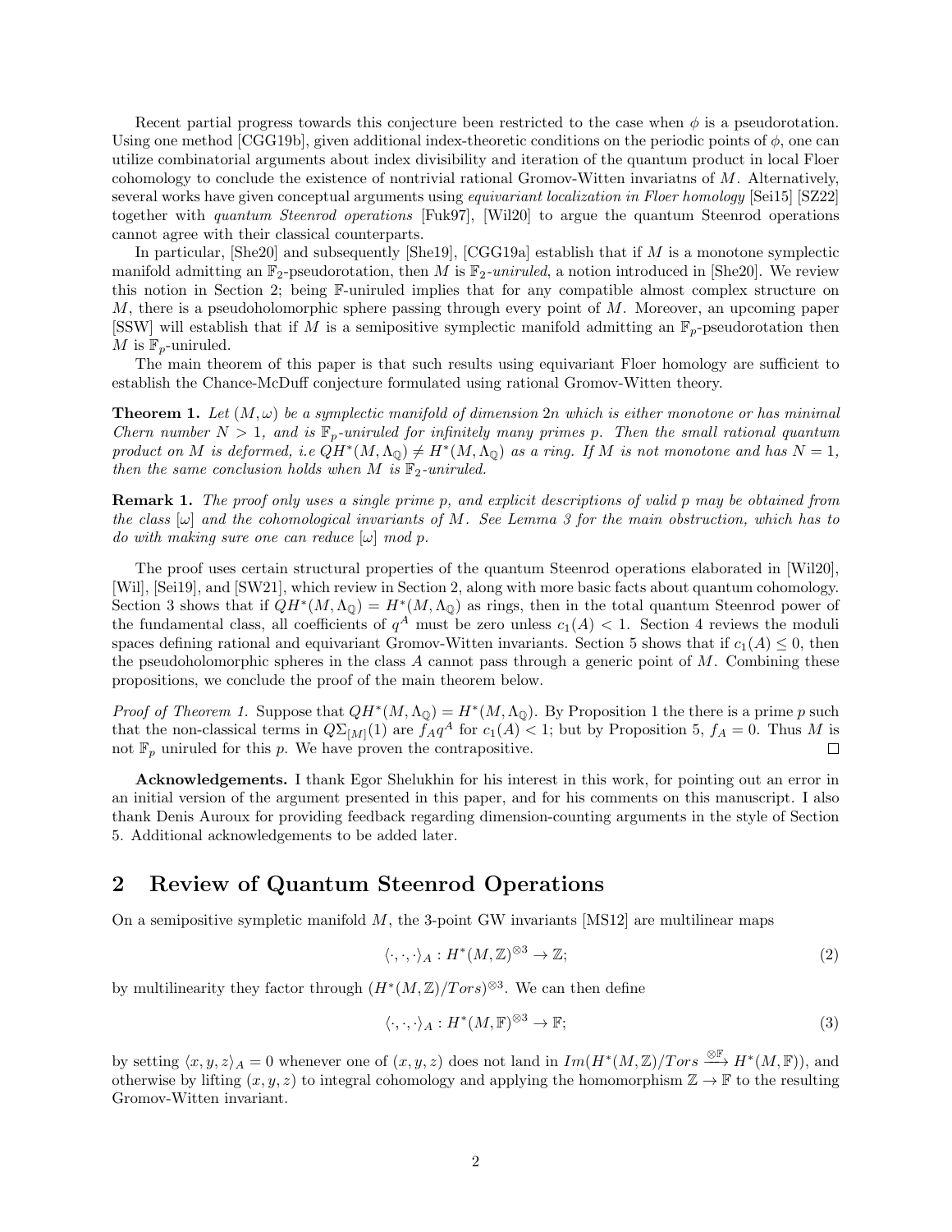Recent partial progress towards this conjecture been restricted to the case when $\phi$ is a pseudorotation. Using one method [CGG19b], given additional index-theoretic conditions on the periodic points of $\phi$, one can utilize combinatorial arguments about index divisibility and iteration of the quantum product in local Floer cohomology to conclude the existence of nontrivial rational Gromov-Witten invariatns of $M$. Alternatively, several works have given conceptual arguments using *equivariant localization in Floer homology* [Sei15] [SZ22] together with *quantum Steenrod operations* [Fuk97], [Wil20] to argue the quantum Steenrod operations cannot agree with their classical counterparts.

In particular, [She20] and subsequently [She19], [CGG19a] establish that if $M$ is a monotone symplectic manifold admitting an $\mathbb{F}_2$-pseudorotation, then $M$ is $\mathbb{F}_2$-*uniruled*, a notion introduced in [She20]. We review this notion in Section 2; being $\mathbb{F}$-uniruled implies that for any compatible almost complex structure on $M$, there is a pseudoholomorphic sphere passing through every point of $M$. Moreover, an upcoming paper [SSW] will establish that if $M$ is a semipositive symplectic manifold admitting an $\mathbb{F}_p$-pseudorotation then $M$ is $\mathbb{F}_p$-uniruled.

The main theorem of this paper is that such results using equivariant Floer homology are sufficient to establish the Chance-McDuff conjecture formulated using rational Gromov-Witten theory.

**Theorem 1.** *Let $(M, \omega)$ be a symplectic manifold of dimension $2n$ which is either monotone or has minimal Chern number $N > 1$, and is $\mathbb{F}_p$-uniruled for infinitely many primes $p$. Then the small rational quantum product on $M$ is deformed, i.e $QH^*(M, \Lambda_{\mathbb{Q}}) \neq H^*(M, \Lambda_{\mathbb{Q}})$ as a ring. If $M$ is not monotone and has $N = 1$, then the same conclusion holds when $M$ is $\mathbb{F}_2$-uniruled.*

**Remark 1.** *The proof only uses a single prime $p$, and explicit descriptions of valid $p$ may be obtained from the class $[\omega]$ and the cohomological invariants of $M$. See Lemma 3 for the main obstruction, which has to do with making sure one can reduce $[\omega]$ mod $p$.*

The proof uses certain structural properties of the quantum Steenrod operations elaborated in [Wil20], [Wil], [Sei19], and [SW21], which review in Section 2, along with more basic facts about quantum cohomology. Section 3 shows that if $QH^*(M, \Lambda_{\mathbb{Q}}) = H^*(M, \Lambda_{\mathbb{Q}})$ as rings, then in the total quantum Steenrod power of the fundamental class, all coefficients of $q^A$ must be zero unless $c_1(A) < 1$. Section 4 reviews the moduli spaces defining rational and equivariant Gromov-Witten invariants. Section 5 shows that if $c_1(A) \leq 0$, then the pseudoholomorphic spheres in the class $A$ cannot pass through a generic point of $M$. Combining these propositions, we conclude the proof of the main theorem below.

*Proof of Theorem 1.* Suppose that $QH^*(M, \Lambda_{\mathbb{Q}}) = H^*(M, \Lambda_{\mathbb{Q}})$. By Proposition 1 the there is a prime $p$ such that the non-classical terms in $Q\Sigma_{[M]}(1)$ are $f_A q^A$ for $c_1(A) < 1$; but by Proposition 5, $f_A = 0$. Thus $M$ is not $\mathbb{F}_p$ uniruled for this $p$. We have proven the contrapositive. ∎

**Acknowledgements.** I thank Egor Shelukhin for his interest in this work, for pointing out an error in an initial version of the argument presented in this paper, and for his comments on this manuscript. I also thank Denis Auroux for providing feedback regarding dimension-counting arguments in the style of Section 5. Additional acknowledgements to be added later.

## 2 Review of Quantum Steenrod Operations

On a semipositive sympletic manifold $M$, the 3-point GW invariants [MS12] are multilinear maps

$$\langle \cdot, \cdot, \cdot \rangle_A : H^*(M, \mathbb{Z})^{\otimes 3} \to \mathbb{Z}; \tag{2}$$

by multilinearity they factor through $(H^*(M, \mathbb{Z})/Tors)^{\otimes 3}$. We can then define

$$\langle \cdot, \cdot, \cdot \rangle_A : H^*(M, \mathbb{F})^{\otimes 3} \to \mathbb{F}; \tag{3}$$

by setting $\langle x, y, z \rangle_A = 0$ whenever one of $(x, y, z)$ does not land in $Im(H^*(M, \mathbb{Z})/Tors \xrightarrow{\otimes \mathbb{F}} H^*(M, \mathbb{F}))$, and otherwise by lifting $(x, y, z)$ to integral cohomology and applying the homomorphism $\mathbb{Z} \to \mathbb{F}$ to the resulting Gromov-Witten invariant.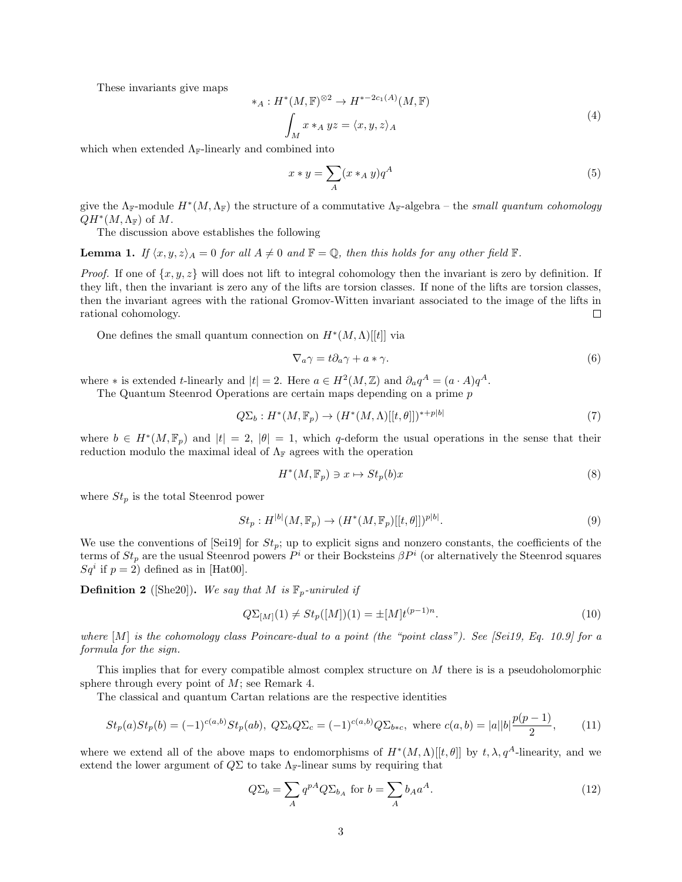These invariants give maps

$$*_A : H^*(M,\mathbb{F})^{\otimes 2} \to H^{*-2c_1(A)}(M,\mathbb{F})$$
$$\int_M x *_A yz = \langle x, y, z\rangle_A \tag{4}$$

which when extended $\Lambda_{\mathbb{F}}$-linearly and combined into

$$x * y = \sum_A (x *_A y) q^A \tag{5}$$

give the $\Lambda_{\mathbb{F}}$-module $H^*(M,\Lambda_{\mathbb{F}})$ the structure of a commutative $\Lambda_{\mathbb{F}}$-algebra – the *small quantum cohomology* $QH^*(M,\Lambda_{\mathbb{F}})$ of $M$.

The discussion above establishes the following

**Lemma 1.** *If $\langle x, y, z\rangle_A = 0$ for all $A \neq 0$ and $\mathbb{F} = \mathbb{Q}$, then this holds for any other field $\mathbb{F}$.*

*Proof.* If one of $\{x, y, z\}$ will does not lift to integral cohomology then the invariant is zero by definition. If they lift, then the invariant is zero any of the lifts are torsion classes. If none of the lifts are torsion classes, then the invariant agrees with the rational Gromov-Witten invariant associated to the image of the lifts in rational cohomology. □

One defines the small quantum connection on $H^*(M,\Lambda)[[t]]$ via

$$\nabla_a \gamma = t\partial_a \gamma + a * \gamma. \tag{6}$$

where $*$ is extended $t$-linearly and $|t| = 2$. Here $a \in H^2(M,\mathbb{Z})$ and $\partial_a q^A = (a \cdot A)q^A$.

The Quantum Steenrod Operations are certain maps depending on a prime $p$

$$Q\Sigma_b : H^*(M,\mathbb{F}_p) \to (H^*(M,\Lambda)[[t,\theta]])^{*+p|b|} \tag{7}$$

where $b \in H^*(M,\mathbb{F}_p)$ and $|t| = 2$, $|\theta| = 1$, which $q$-deform the usual operations in the sense that their reduction modulo the maximal ideal of $\Lambda_{\mathbb{F}}$ agrees with the operation

$$H^*(M,\mathbb{F}_p) \ni x \mapsto St_p(b)x \tag{8}$$

where $St_p$ is the total Steenrod power

$$St_p : H^{|b|}(M,\mathbb{F}_p) \to (H^*(M,\mathbb{F}_p)[[t,\theta]])^{p|b|}. \tag{9}$$

We use the conventions of [Sei19] for $St_p$; up to explicit signs and nonzero constants, the coefficients of the terms of $St_p$ are the usual Steenrod powers $P^i$ or their Bocksteins $\beta P^i$ (or alternatively the Steenrod squares $Sq^i$ if $p = 2$) defined as in [Hat00].

**Definition 2** ([She20]). *We say that $M$ is $\mathbb{F}_p$-uniruled if*

$$Q\Sigma_{[M]}(1) \neq St_p([M])(1) = \pm[M]t^{(p-1)n}. \tag{10}$$

*where $[M]$ is the cohomology class Poincare-dual to a point (the "point class"). See [Sei19, Eq. 10.9] for a formula for the sign.*

This implies that for every compatible almost complex structure on $M$ there is is a pseudoholomorphic sphere through every point of $M$; see Remark 4.

The classical and quantum Cartan relations are the respective identities

$$St_p(a)St_p(b) = (-1)^{c(a,b)}St_p(ab),\ Q\Sigma_b Q\Sigma_c = (-1)^{c(a,b)}Q\Sigma_{b*c},\ \text{where } c(a,b) = |a||b|\frac{p(p-1)}{2}, \tag{11}$$

where we extend all of the above maps to endomorphisms of $H^*(M,\Lambda)[[t,\theta]]$ by $t, \lambda, q^A$-linearity, and we extend the lower argument of $Q\Sigma$ to take $\Lambda_{\mathbb{F}}$-linear sums by requiring that

$$Q\Sigma_b = \sum_A q^{pA} Q\Sigma_{b_A} \text{ for } b = \sum_A b_A a^A. \tag{12}$$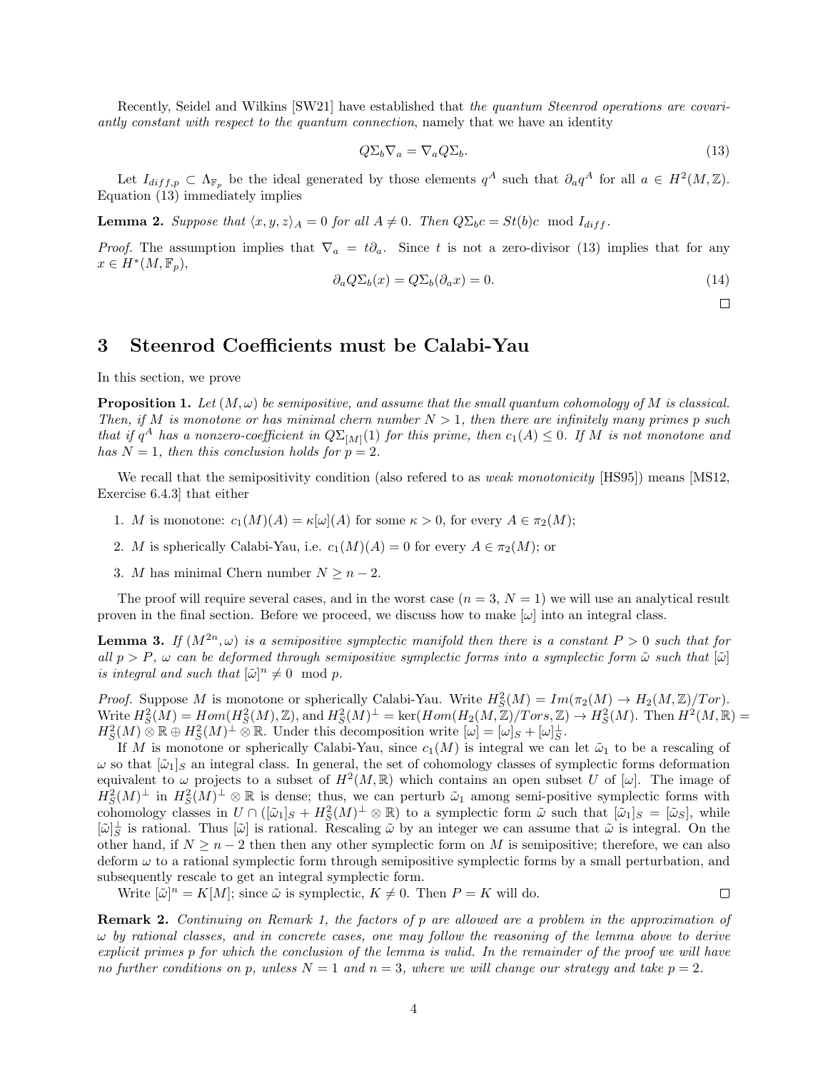Recently, Seidel and Wilkins [SW21] have established that *the quantum Steenrod operations are covariantly constant with respect to the quantum connection*, namely that we have an identity

$$Q\Sigma_b \nabla_a = \nabla_a Q\Sigma_b. \tag{13}$$

Let $I_{diff,p} \subset \Lambda_{\mathbb{F}_p}$ be the ideal generated by those elements $q^A$ such that $\partial_a q^A$ for all $a \in H^2(M, \mathbb{Z})$. Equation (13) immediately implies

**Lemma 2.** *Suppose that $\langle x, y, z\rangle_A = 0$ for all $A \neq 0$. Then $Q\Sigma_b c = St(b)c \mod I_{diff}$.*

*Proof.* The assumption implies that $\nabla_a = t\partial_a$. Since $t$ is not a zero-divisor (13) implies that for any $x \in H^*(M, \mathbb{F}_p)$,

$$\partial_a Q\Sigma_b(x) = Q\Sigma_b(\partial_a x) = 0. \tag{14}$$

□

# 3 Steenrod Coefficients must be Calabi-Yau

In this section, we prove

**Proposition 1.** *Let $(M, \omega)$ be semipositive, and assume that the small quantum cohomology of $M$ is classical. Then, if $M$ is monotone or has minimal chern number $N > 1$, then there are infinitely many primes $p$ such that if $q^A$ has a nonzero-coefficient in $Q\Sigma_{[M]}(1)$ for this prime, then $c_1(A) \leq 0$. If $M$ is not monotone and has $N = 1$, then this conclusion holds for $p = 2$.*

We recall that the semipositivity condition (also refered to as *weak monotonicity* [HS95]) means [MS12, Exercise 6.4.3] that either

1. $M$ is monotone: $c_1(M)(A) = \kappa[\omega](A)$ for some $\kappa > 0$, for every $A \in \pi_2(M)$;
2. $M$ is spherically Calabi-Yau, i.e. $c_1(M)(A) = 0$ for every $A \in \pi_2(M)$; or
3. $M$ has minimal Chern number $N \geq n - 2$.

The proof will require several cases, and in the worst case ($n = 3$, $N = 1$) we will use an analytical result proven in the final section. Before we proceed, we discuss how to make $[\omega]$ into an integral class.

**Lemma 3.** *If $(M^{2n}, \omega)$ is a semipositive symplectic manifold then there is a constant $P > 0$ such that for all $p > P$, $\omega$ can be deformed through semipositive symplectic forms into a symplectic form $\tilde{\omega}$ such that $[\tilde{\omega}]$ is integral and such that $[\tilde{\omega}]^n \neq 0 \mod p$.*

*Proof.* Suppose $M$ is monotone or spherically Calabi-Yau. Write $H_2^S(M) = Im(\pi_2(M) \to H_2(M, \mathbb{Z})/Tor)$. Write $H^2_S(M) = Hom(H_2^S(M), \mathbb{Z})$, and $H^2_S(M)^\perp = \ker(Hom(H_2(M, \mathbb{Z})/Tors, \mathbb{Z}) \to H^2_S(M)$. Then $H^2(M, \mathbb{R}) = H^2_S(M) \otimes \mathbb{R} \oplus H^2_S(M)^\perp \otimes \mathbb{R}$. Under this decomposition write $[\omega] = [\omega]_S + [\omega]_S^\perp$.

If $M$ is monotone or spherically Calabi-Yau, since $c_1(M)$ is integral we can let $\tilde{\omega}_1$ to be a rescaling of $\omega$ so that $[\tilde{\omega}_1]_S$ an integral class. In general, the set of cohomology classes of symplectic forms deformation equivalent to $\omega$ projects to a subset of $H^2(M, \mathbb{R})$ which contains an open subset $U$ of $[\omega]$. The image of $H^2_S(M)^\perp$ in $H^2_S(M)^\perp \otimes \mathbb{R}$ is dense; thus, we can perturb $\tilde{\omega}_1$ among semi-positive symplectic forms with cohomology classes in $U \cap ([\tilde{\omega}_1]_S + H^2_S(M)^\perp \otimes \mathbb{R})$ to a symplectic form $\tilde{\omega}$ such that $[\tilde{\omega}_1]_S = [\tilde{\omega}_S]$, while $[\tilde{\omega}]_S^\perp$ is rational. Thus $[\tilde{\omega}]$ is rational. Rescaling $\tilde{\omega}$ by an integer we can assume that $\tilde{\omega}$ is integral. On the other hand, if $N \geq n - 2$ then then any other symplectic form on $M$ is semipositive; therefore, we can also deform $\omega$ to a rational symplectic form through semipositive symplectic forms by a small perturbation, and subsequently rescale to get an integral symplectic form.

Write $[\tilde{\omega}]^n = K[M]$; since $\tilde{\omega}$ is symplectic, $K \neq 0$. Then $P = K$ will do. □

**Remark 2.** *Continuing on Remark 1, the factors of $p$ are allowed are a problem in the approximation of $\omega$ by rational classes, and in concrete cases, one may follow the reasoning of the lemma above to derive explicit primes $p$ for which the conclusion of the lemma is valid. In the remainder of the proof we will have no further conditions on $p$, unless $N = 1$ and $n = 3$, where we will change our strategy and take $p = 2$.*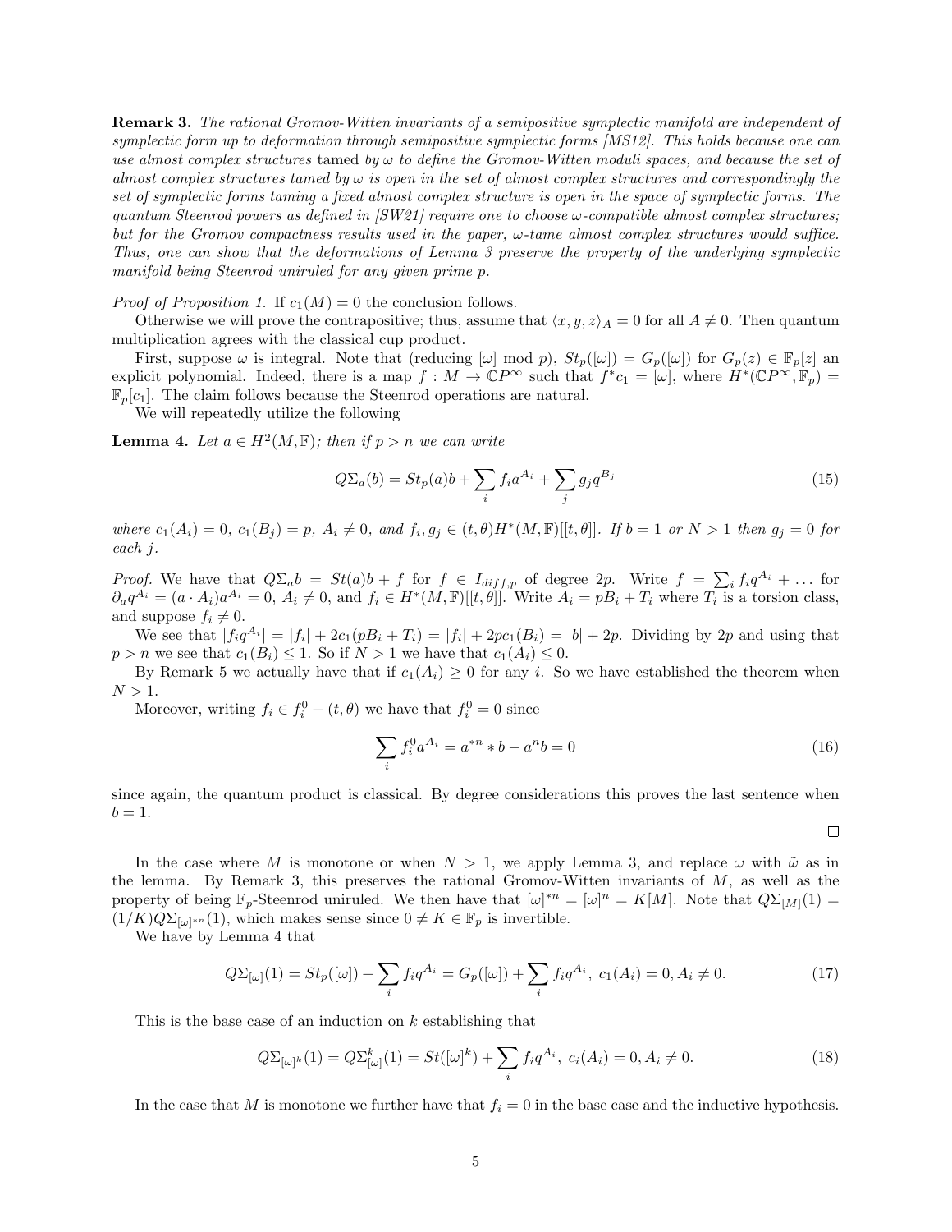**Remark 3.** *The rational Gromov-Witten invariants of a semipositive symplectic manifold are independent of symplectic form up to deformation through semipositive symplectic forms [MS12]. This holds because one can use almost complex structures* tamed *by $\omega$ to define the Gromov-Witten moduli spaces, and because the set of almost complex structures tamed by $\omega$ is open in the set of almost complex structures and correspondingly the set of symplectic forms taming a fixed almost complex structure is open in the space of symplectic forms. The quantum Steenrod powers as defined in [SW21] require one to choose $\omega$-compatible almost complex structures; but for the Gromov compactness results used in the paper, $\omega$-tame almost complex structures would suffice. Thus, one can show that the deformations of Lemma 3 preserve the property of the underlying symplectic manifold being Steenrod uniruled for any given prime $p$.*

*Proof of Proposition 1.* If $c_1(M) = 0$ the conclusion follows.

Otherwise we will prove the contrapositive; thus, assume that $\langle x, y, z\rangle_A = 0$ for all $A \neq 0$. Then quantum multiplication agrees with the classical cup product.

First, suppose $\omega$ is integral. Note that (reducing $[\omega]$ mod $p$), $St_p([\omega]) = G_p([\omega])$ for $G_p(z) \in \mathbb{F}_p[z]$ an explicit polynomial. Indeed, there is a map $f : M \to \mathbb{C}P^\infty$ such that $f^*c_1 = [\omega]$, where $H^*(\mathbb{C}P^\infty, \mathbb{F}_p) = \mathbb{F}_p[c_1]$. The claim follows because the Steenrod operations are natural.

We will repeatedly utilize the following

**Lemma 4.** *Let $a \in H^2(M, \mathbb{F})$; then if $p > n$ we can write*

$$Q\Sigma_a(b) = St_p(a)b + \sum_i f_i a^{A_i} + \sum_j g_j q^{B_j} \tag{15}$$

*where $c_1(A_i) = 0$, $c_1(B_j) = p$, $A_i \neq 0$, and $f_i, g_j \in (t, \theta)H^*(M, \mathbb{F})[[t, \theta]]$. If $b = 1$ or $N > 1$ then $g_j = 0$ for each $j$.*

*Proof.* We have that $Q\Sigma_a b = St(a)b + f$ for $f \in I_{diff,p}$ of degree $2p$. Write $f = \sum_i f_i q^{A_i} + \ldots$ for $\partial_a q^{A_i} = (a \cdot A_i)a^{A_i} = 0$, $A_i \neq 0$, and $f_i \in H^*(M, \mathbb{F})[[t, \theta]]$. Write $A_i = pB_i + T_i$ where $T_i$ is a torsion class, and suppose $f_i \neq 0$.

We see that $|f_i q^{A_i}| = |f_i| + 2c_1(pB_i + T_i) = |f_i| + 2pc_1(B_i) = |b| + 2p$. Dividing by $2p$ and using that $p > n$ we see that $c_1(B_i) \leq 1$. So if $N > 1$ we have that $c_1(A_i) \leq 0$.

By Remark 5 we actually have that if $c_1(A_i) \geq 0$ for any $i$. So we have established the theorem when $N > 1$.

Moreover, writing $f_i \in f_i^0 + (t, \theta)$ we have that $f_i^0 = 0$ since

$$\sum_i f_i^0 a^{A_i} = a^{*n} * b - a^n b = 0 \tag{16}$$

since again, the quantum product is classical. By degree considerations this proves the last sentence when $b = 1$. $\square$

In the case where $M$ is monotone or when $N > 1$, we apply Lemma 3, and replace $\omega$ with $\tilde{\omega}$ as in the lemma. By Remark 3, this preserves the rational Gromov-Witten invariants of $M$, as well as the property of being $\mathbb{F}_p$-Steenrod uniruled. We then have that $[\omega]^{*n} = [\omega]^n = K[M]$. Note that $Q\Sigma_{[M]}(1) = (1/K)Q\Sigma_{[\omega]^{*n}}(1)$, which makes sense since $0 \neq K \in \mathbb{F}_p$ is invertible.

We have by Lemma 4 that

$$Q\Sigma_{[\omega]}(1) = St_p([\omega]) + \sum_i f_i q^{A_i} = G_p([\omega]) + \sum_i f_i q^{A_i},\ c_1(A_i) = 0, A_i \neq 0. \tag{17}$$

This is the base case of an induction on $k$ establishing that

$$Q\Sigma_{[\omega]^k}(1) = Q\Sigma^k_{[\omega]}(1) = St([\omega]^k) + \sum_i f_i q^{A_i},\ c_i(A_i) = 0, A_i \neq 0. \tag{18}$$

In the case that $M$ is monotone we further have that $f_i = 0$ in the base case and the inductive hypothesis.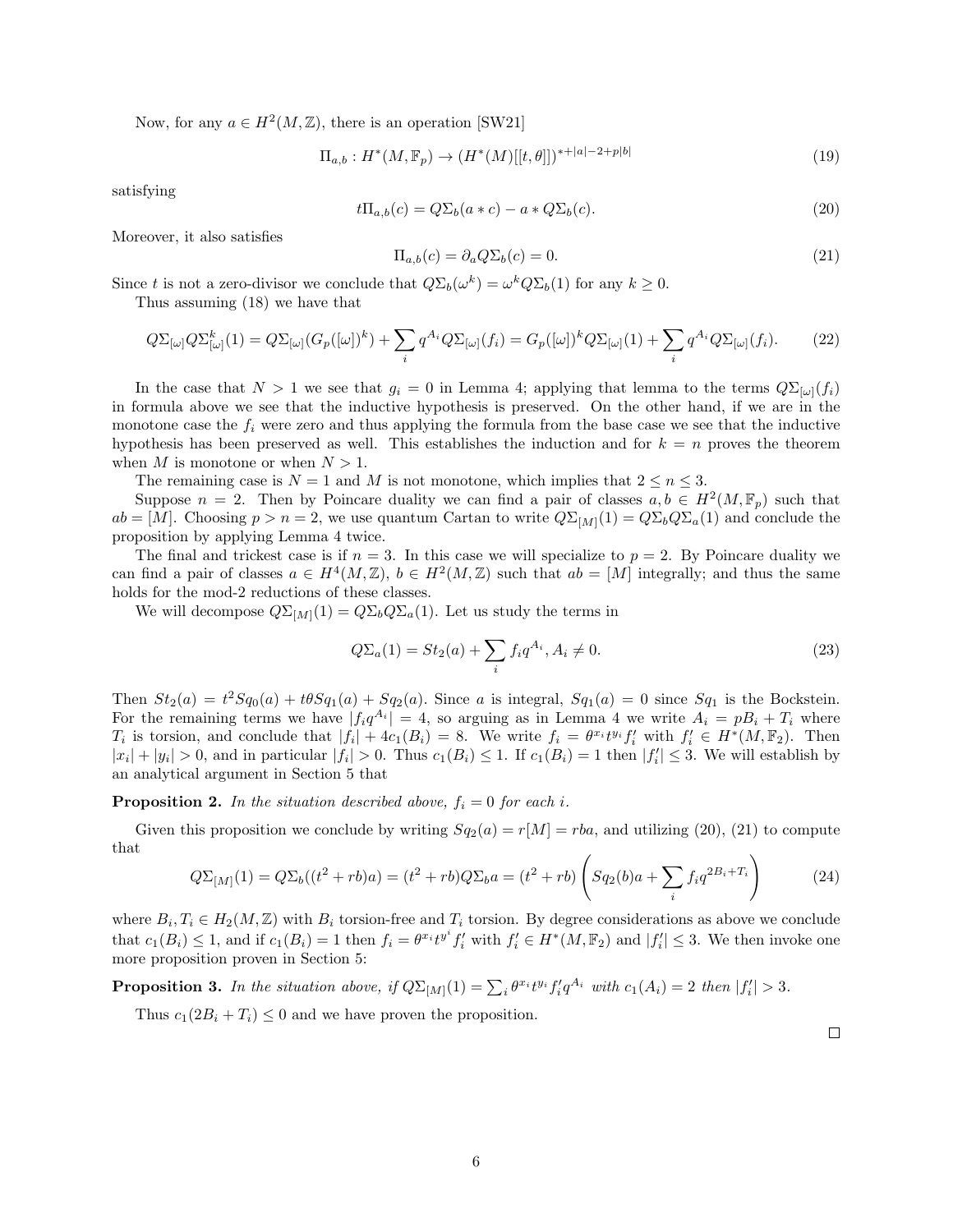Now, for any $a \in H^2(M, \mathbb{Z})$, there is an operation [SW21]

$$\Pi_{a,b} : H^*(M, \mathbb{F}_p) \to (H^*(M)[[t, \theta]])^{*+|a|-2+p|b|} \tag{19}$$

satisfying

$$t\Pi_{a,b}(c) = Q\Sigma_b(a * c) - a * Q\Sigma_b(c). \tag{20}$$

Moreover, it also satisfies

$$\Pi_{a,b}(c) = \partial_a Q\Sigma_b(c) = 0. \tag{21}$$

Since $t$ is not a zero-divisor we conclude that $Q\Sigma_b(\omega^k) = \omega^k Q\Sigma_b(1)$ for any $k \geq 0$.

Thus assuming (18) we have that

$$Q\Sigma_{[\omega]} Q\Sigma^k_{[\omega]}(1) = Q\Sigma_{[\omega]}(G_p([\omega])^k) + \sum_i q^{A_i} Q\Sigma_{[\omega]}(f_i) = G_p([\omega])^k Q\Sigma_{[\omega]}(1) + \sum_i q^{A_i} Q\Sigma_{[\omega]}(f_i). \tag{22}$$

In the case that $N > 1$ we see that $g_i = 0$ in Lemma 4; applying that lemma to the terms $Q\Sigma_{[\omega]}(f_i)$ in formula above we see that the inductive hypothesis is preserved. On the other hand, if we are in the monotone case the $f_i$ were zero and thus applying the formula from the base case we see that the inductive hypothesis has been preserved as well. This establishes the induction and for $k = n$ proves the theorem when $M$ is monotone or when $N > 1$.

The remaining case is $N = 1$ and $M$ is not monotone, which implies that $2 \leq n \leq 3$.

Suppose $n = 2$. Then by Poincare duality we can find a pair of classes $a, b \in H^2(M, \mathbb{F}_p)$ such that $ab = [M]$. Choosing $p > n = 2$, we use quantum Cartan to write $Q\Sigma_{[M]}(1) = Q\Sigma_b Q\Sigma_a(1)$ and conclude the proposition by applying Lemma 4 twice.

The final and trickest case is if $n = 3$. In this case we will specialize to $p = 2$. By Poincare duality we can find a pair of classes $a \in H^4(M, \mathbb{Z})$, $b \in H^2(M, \mathbb{Z})$ such that $ab = [M]$ integrally; and thus the same holds for the mod-2 reductions of these classes.

We will decompose $Q\Sigma_{[M]}(1) = Q\Sigma_b Q\Sigma_a(1)$. Let us study the terms in

$$Q\Sigma_a(1) = St_2(a) + \sum_i f_i q^{A_i}, A_i \neq 0. \tag{23}$$

Then $St_2(a) = t^2 Sq_0(a) + t\theta Sq_1(a) + Sq_2(a)$. Since $a$ is integral, $Sq_1(a) = 0$ since $Sq_1$ is the Bockstein. For the remaining terms we have $|f_i q^{A_i}| = 4$, so arguing as in Lemma 4 we write $A_i = pB_i + T_i$ where $T_i$ is torsion, and conclude that $|f_i| + 4c_1(B_i) = 8$. We write $f_i = \theta^{x_i} t^{y_i} f'_i$ with $f'_i \in H^*(M, \mathbb{F}_2)$. Then $|x_i| + |y_i| > 0$, and in particular $|f_i| > 0$. Thus $c_1(B_i) \leq 1$. If $c_1(B_i) = 1$ then $|f'_i| \leq 3$. We will establish by an analytical argument in Section 5 that

**Proposition 2.** *In the situation described above, $f_i = 0$ for each $i$.*

Given this proposition we conclude by writing $Sq_2(a) = r[M] = rba$, and utilizing (20), (21) to compute that

$$Q\Sigma_{[M]}(1) = Q\Sigma_b((t^2 + rb)a) = (t^2 + rb) Q\Sigma_b a = (t^2 + rb)\left(Sq_2(b)a + \sum_i f_i q^{2B_i + T_i}\right) \tag{24}$$

where $B_i, T_i \in H_2(M, \mathbb{Z})$ with $B_i$ torsion-free and $T_i$ torsion. By degree considerations as above we conclude that $c_1(B_i) \leq 1$, and if $c_1(B_i) = 1$ then $f_i = \theta^{x_i} t^{y_i} f'_i$ with $f'_i \in H^*(M, \mathbb{F}_2)$ and $|f'_i| \leq 3$. We then invoke one more proposition proven in Section 5:

**Proposition 3.** *In the situation above, if $Q\Sigma_{[M]}(1) = \sum_i \theta^{x_i} t^{y_i} f'_i q^{A_i}$ with $c_1(A_i) = 2$ then $|f'_i| > 3$.*

Thus $c_1(2B_i + T_i) \leq 0$ and we have proven the proposition.

□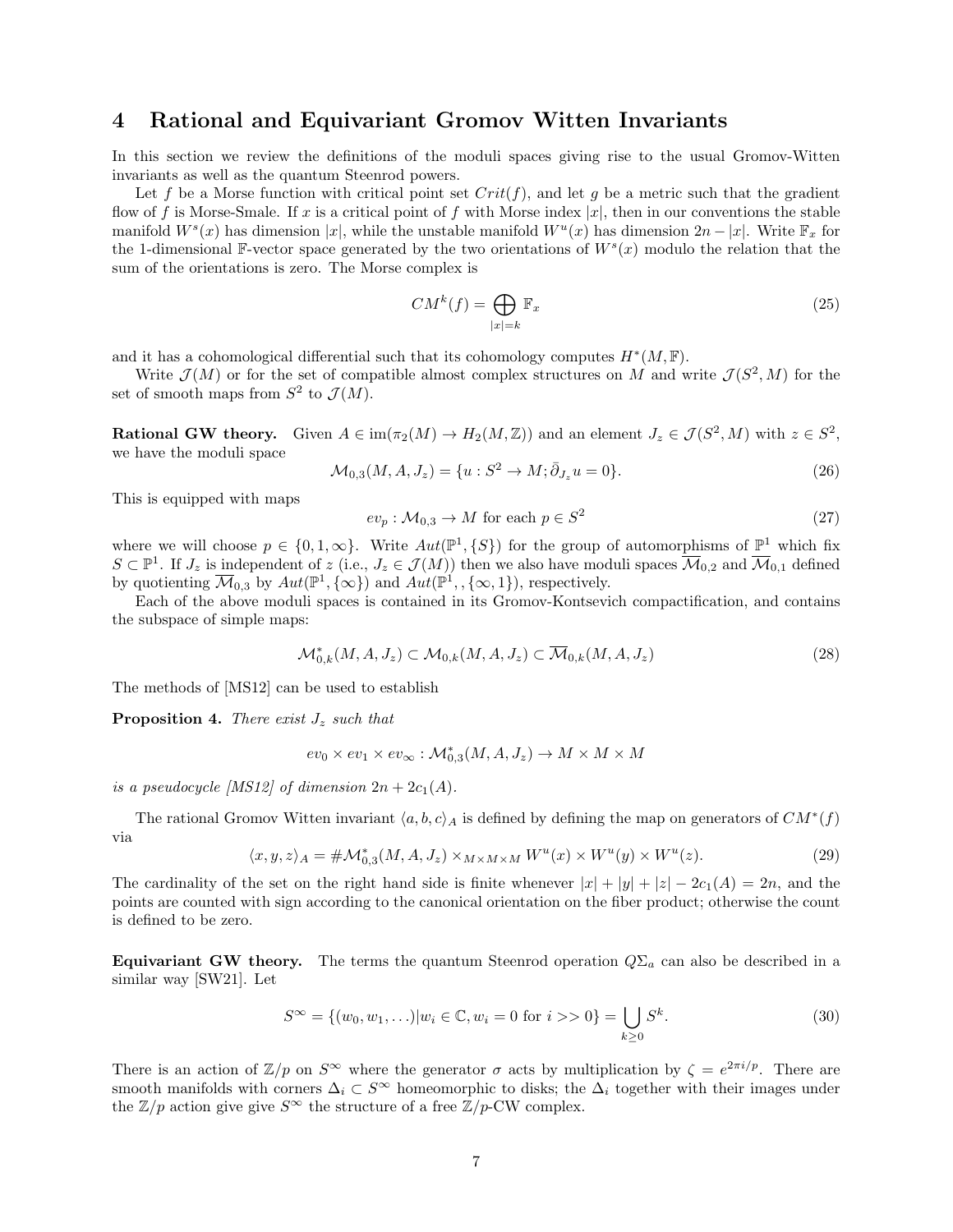# 4 Rational and Equivariant Gromov Witten Invariants

In this section we review the definitions of the moduli spaces giving rise to the usual Gromov-Witten invariants as well as the quantum Steenrod powers.

Let $f$ be a Morse function with critical point set $Crit(f)$, and let $g$ be a metric such that the gradient flow of $f$ is Morse-Smale. If $x$ is a critical point of $f$ with Morse index $|x|$, then in our conventions the stable manifold $W^s(x)$ has dimension $|x|$, while the unstable manifold $W^u(x)$ has dimension $2n - |x|$. Write $\mathbb{F}_x$ for the 1-dimensional $\mathbb{F}$-vector space generated by the two orientations of $W^s(x)$ modulo the relation that the sum of the orientations is zero. The Morse complex is

$$CM^k(f) = \bigoplus_{|x|=k} \mathbb{F}_x \tag{25}$$

and it has a cohomological differential such that its cohomology computes $H^*(M, \mathbb{F})$.

Write $\mathcal{J}(M)$ or for the set of compatible almost complex structures on $M$ and write $\mathcal{J}(S^2, M)$ for the set of smooth maps from $S^2$ to $\mathcal{J}(M)$.

**Rational GW theory.** Given $A \in \text{im}(\pi_2(M) \to H_2(M, \mathbb{Z}))$ and an element $J_z \in \mathcal{J}(S^2, M)$ with $z \in S^2$, we have the moduli space

$$\mathcal{M}_{0,3}(M, A, J_z) = \{u : S^2 \to M; \bar{\partial}_{J_z} u = 0\}. \tag{26}$$

This is equipped with maps

$$ev_p : \mathcal{M}_{0,3} \to M \text{ for each } p \in S^2 \tag{27}$$

where we will choose $p \in \{0, 1, \infty\}$. Write $Aut(\mathbb{P}^1, \{S\})$ for the group of automorphisms of $\mathbb{P}^1$ which fix $S \subset \mathbb{P}^1$. If $J_z$ is independent of $z$ (i.e., $J_z \in \mathcal{J}(M)$) then we also have moduli spaces $\overline{\mathcal{M}}_{0,2}$ and $\overline{\mathcal{M}}_{0,1}$ defined by quotienting $\overline{\mathcal{M}}_{0,3}$ by $Aut(\mathbb{P}^1, \{\infty\})$ and $Aut(\mathbb{P}^1, , \{\infty, 1\})$, respectively.

Each of the above moduli spaces is contained in its Gromov-Kontsevich compactification, and contains the subspace of simple maps:

$$\mathcal{M}^*_{0,k}(M, A, J_z) \subset \mathcal{M}_{0,k}(M, A, J_z) \subset \overline{\mathcal{M}}_{0,k}(M, A, J_z) \tag{28}$$

The methods of [MS12] can be used to establish

**Proposition 4.** *There exist $J_z$ such that*

$$ev_0 \times ev_1 \times ev_\infty : \mathcal{M}^*_{0,3}(M, A, J_z) \to M \times M \times M$$

*is a pseudocycle [MS12] of dimension $2n + 2c_1(A)$.*

The rational Gromov Witten invariant $\langle a, b, c \rangle_A$ is defined by defining the map on generators of $CM^*(f)$ via

$$\langle x, y, z \rangle_A = \#\mathcal{M}^*_{0,3}(M, A, J_z) \times_{M \times M \times M} W^u(x) \times W^u(y) \times W^u(z). \tag{29}$$

The cardinality of the set on the right hand side is finite whenever $|x| + |y| + |z| - 2c_1(A) = 2n$, and the points are counted with sign according to the canonical orientation on the fiber product; otherwise the count is defined to be zero.

**Equivariant GW theory.** The terms the quantum Steenrod operation $Q\Sigma_a$ can also be described in a similar way [SW21]. Let

$$S^\infty = \{(w_0, w_1, \ldots) | w_i \in \mathbb{C}, w_i = 0 \text{ for } i >> 0\} = \bigcup_{k \geq 0} S^k. \tag{30}$$

There is an action of $\mathbb{Z}/p$ on $S^\infty$ where the generator $\sigma$ acts by multiplication by $\zeta = e^{2\pi i/p}$. There are smooth manifolds with corners $\Delta_i \subset S^\infty$ homeomorphic to disks; the $\Delta_i$ together with their images under the $\mathbb{Z}/p$ action give give $S^\infty$ the structure of a free $\mathbb{Z}/p$-CW complex.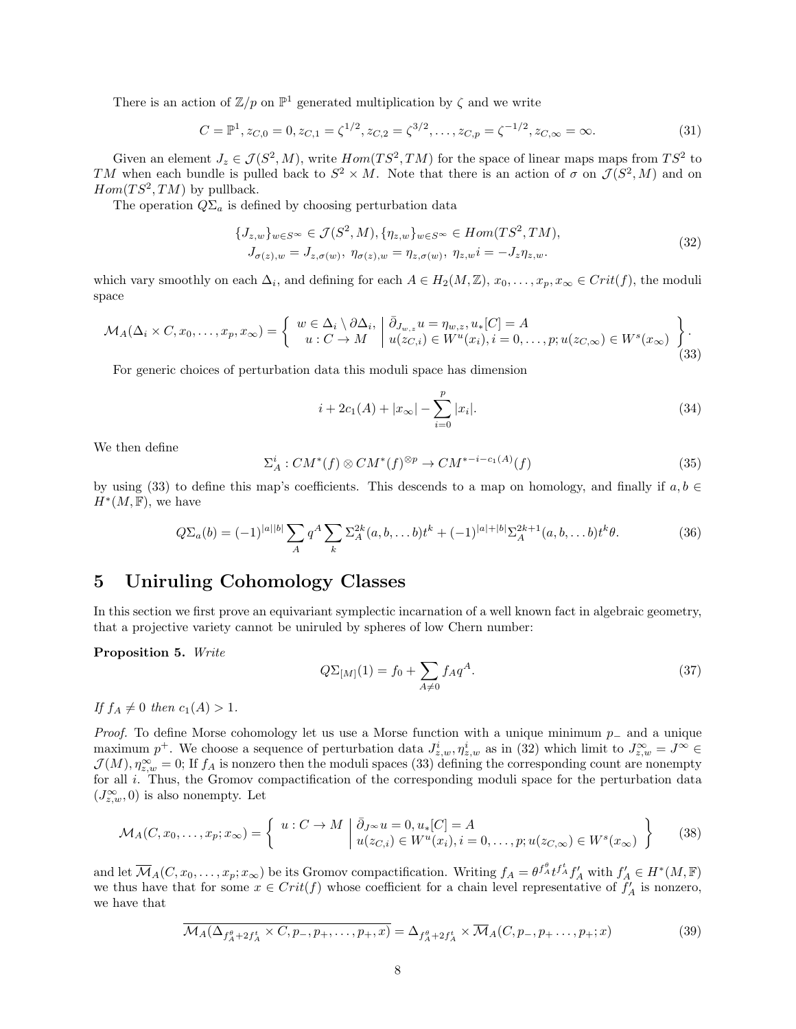There is an action of $\mathbb{Z}/p$ on $\mathbb{P}^1$ generated multiplication by $\zeta$ and we write

$$C = \mathbb{P}^1, z_{C,0} = 0, z_{C,1} = \zeta^{1/2}, z_{C,2} = \zeta^{3/2}, \ldots, z_{C,p} = \zeta^{-1/2}, z_{C,\infty} = \infty. \tag{31}$$

Given an element $J_z \in \mathcal{J}(S^2, M)$, write $Hom(TS^2, TM)$ for the space of linear maps maps from $TS^2$ to $TM$ when each bundle is pulled back to $S^2 \times M$. Note that there is an action of $\sigma$ on $\mathcal{J}(S^2, M)$ and on $Hom(TS^2, TM)$ by pullback.

The operation $Q\Sigma_a$ is defined by choosing perturbation data

$$\begin{gathered}\{J_{z,w}\}_{w \in S^\infty} \in \mathcal{J}(S^2, M), \{\eta_{z,w}\}_{w \in S^\infty} \in Hom(TS^2, TM),\\ J_{\sigma(z),w} = J_{z,\sigma(w)},\ \eta_{\sigma(z),w} = \eta_{z,\sigma(w)},\ \eta_{z,w} i = -J_z \eta_{z,w}.\end{gathered} \tag{32}$$

which vary smoothly on each $\Delta_i$, and defining for each $A \in H_2(M,\mathbb{Z})$, $x_0, \ldots, x_p, x_\infty \in Crit(f)$, the moduli space

$$\mathcal{M}_A(\Delta_i \times C, x_0, \ldots, x_p, x_\infty) = \left\{ \begin{array}{c} w \in \Delta_i \setminus \partial\Delta_i, \\ u : C \to M \end{array} \middle| \begin{array}{l} \bar{\partial}_{J_{w,z}} u = \eta_{w,z}, u_*[C] = A \\ u(z_{C,i}) \in W^u(x_i), i = 0, \ldots, p; u(z_{C,\infty}) \in W^s(x_\infty) \end{array} \right\}. \tag{33}$$

For generic choices of perturbation data this moduli space has dimension

$$i + 2c_1(A) + |x_\infty| - \sum_{i=0}^{p} |x_i|. \tag{34}$$

We then define

$$\Sigma^i_A : CM^*(f) \otimes CM^*(f)^{\otimes p} \to CM^{*-i-c_1(A)}(f) \tag{35}$$

by using (33) to define this map's coefficients. This descends to a map on homology, and finally if $a, b \in H^*(M, \mathbb{F})$, we have

$$Q\Sigma_a(b) = (-1)^{|a||b|} \sum_A q^A \sum_k \Sigma^{2k}_A(a, b, \ldots b) t^k + (-1)^{|a|+|b|} \Sigma^{2k+1}_A(a, b, \ldots b) t^k \theta. \tag{36}$$

# 5 Uniruling Cohomology Classes

In this section we first prove an equivariant symplectic incarnation of a well known fact in algebraic geometry, that a projective variety cannot be uniruled by spheres of low Chern number:

**Proposition 5.** *Write*

$$Q\Sigma_{[M]}(1) = f_0 + \sum_{A \neq 0} f_A q^A. \tag{37}$$

*If $f_A \neq 0$ then $c_1(A) > 1$.*

*Proof.* To define Morse cohomology let us use a Morse function with a unique minimum $p_-$ and a unique maximum $p^+$. We choose a sequence of perturbation data $J^i_{z,w}, \eta^i_{z,w}$ as in (32) which limit to $J^\infty_{z,w} = J^\infty \in \mathcal{J}(M), \eta^\infty_{z,w} = 0$; If $f_A$ is nonzero then the moduli spaces (33) defining the corresponding count are nonempty for all $i$. Thus, the Gromov compactification of the corresponding moduli space for the perturbation data $(J^\infty_{z,w}, 0)$ is also nonempty. Let

$$\mathcal{M}_A(C, x_0, \ldots, x_p; x_\infty) = \left\{ u : C \to M \,\middle|\, \begin{array}{l} \bar{\partial}_{J^\infty} u = 0, u_*[C] = A \\ u(z_{C,i}) \in W^u(x_i), i = 0, \ldots, p; u(z_{C,\infty}) \in W^s(x_\infty) \end{array} \right\} \tag{38}$$

and let $\overline{\mathcal{M}}_A(C, x_0, \ldots, x_p; x_\infty)$ be its Gromov compactification. Writing $f_A = \theta^{f^\theta_A} t^{f^t_A} f'_A$ with $f'_A \in H^*(M, \mathbb{F})$ we thus have that for some $x \in Crit(f)$ whose coefficient for a chain level representative of $f'_A$ is nonzero, we have that

$$\overline{\mathcal{M}_A(\Delta_{f^\theta_A + 2f^t_A} \times C, p_-, p_+, \ldots, p_+; x)} = \Delta_{f^\theta_A + 2f^t_A} \times \overline{\mathcal{M}}_A(C, p_-, p_+ \ldots, p_+; x) \tag{39}$$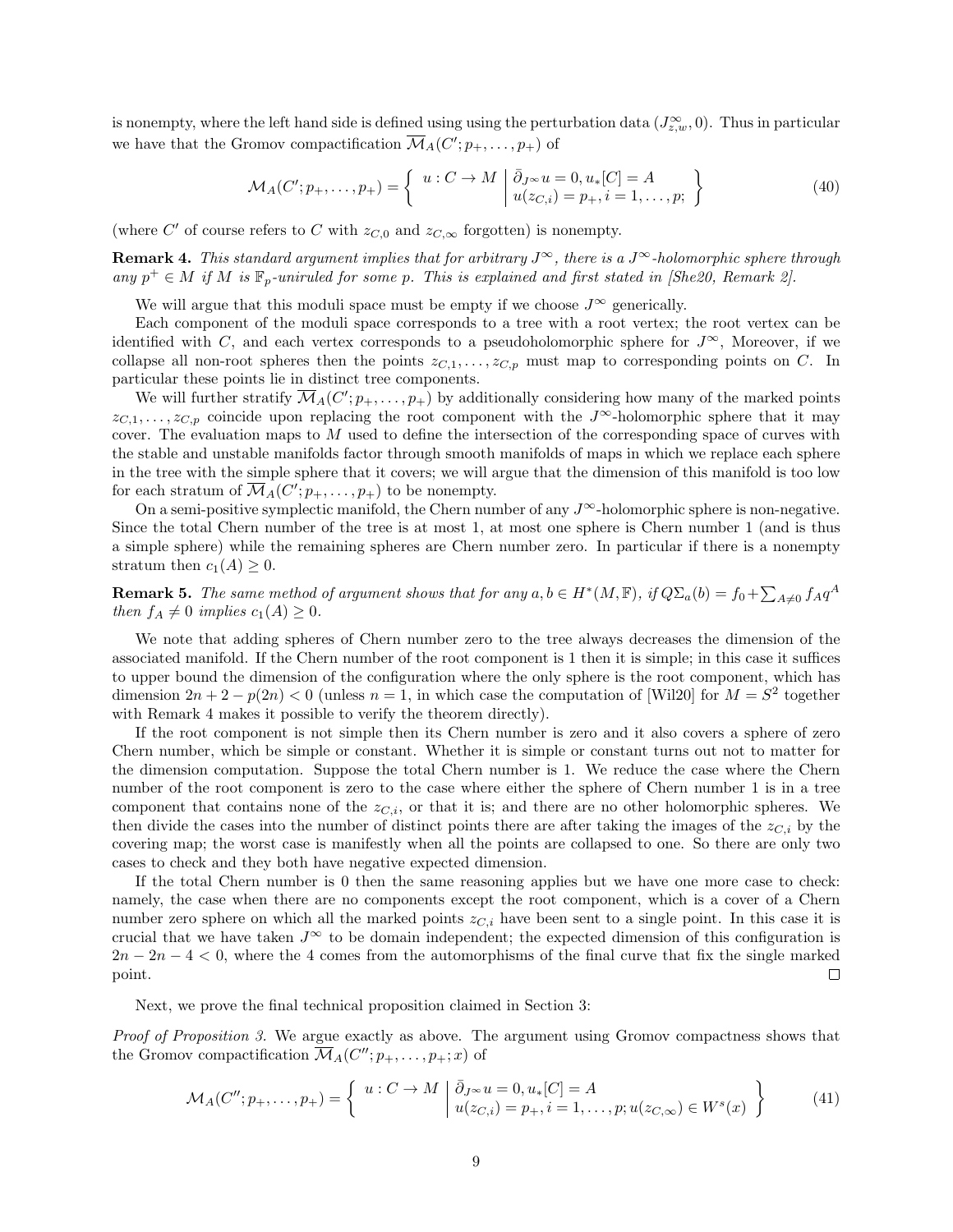is nonempty, where the left hand side is defined using using the perturbation data $(J^\infty_{z,w}, 0)$. Thus in particular we have that the Gromov compactification $\overline{\mathcal{M}}_A(C'; p_+, \ldots, p_+)$ of

$$\mathcal{M}_A(C'; p_+, \ldots, p_+) = \left\{ \begin{array}{l|l} u : C \to M & \bar{\partial}_{J^\infty} u = 0, u_*[C] = A \\ & u(z_{C,i}) = p_+, i = 1, \ldots, p; \end{array} \right\} \tag{40}$$

(where $C'$ of course refers to $C$ with $z_{C,0}$ and $z_{C,\infty}$ forgotten) is nonempty.

**Remark 4.** *This standard argument implies that for arbitrary $J^\infty$, there is a $J^\infty$-holomorphic sphere through any $p^+ \in M$ if $M$ is $\mathbb{F}_p$-uniruled for some $p$. This is explained and first stated in [She20, Remark 2].*

We will argue that this moduli space must be empty if we choose $J^\infty$ generically.

Each component of the moduli space corresponds to a tree with a root vertex; the root vertex can be identified with $C$, and each vertex corresponds to a pseudoholomorphic sphere for $J^\infty$, Moreover, if we collapse all non-root spheres then the points $z_{C,1}, \ldots, z_{C,p}$ must map to corresponding points on $C$. In particular these points lie in distinct tree components.

We will further stratify $\overline{\mathcal{M}}_A(C'; p_+, \ldots, p_+)$ by additionally considering how many of the marked points $z_{C,1}, \ldots, z_{C,p}$ coincide upon replacing the root component with the $J^\infty$-holomorphic sphere that it may cover. The evaluation maps to $M$ used to define the intersection of the corresponding space of curves with the stable and unstable manifolds factor through smooth manifolds of maps in which we replace each sphere in the tree with the simple sphere that it covers; we will argue that the dimension of this manifold is too low for each stratum of $\overline{\mathcal{M}}_A(C'; p_+, \ldots, p_+)$ to be nonempty.

On a semi-positive symplectic manifold, the Chern number of any $J^\infty$-holomorphic sphere is non-negative. Since the total Chern number of the tree is at most 1, at most one sphere is Chern number 1 (and is thus a simple sphere) while the remaining spheres are Chern number zero. In particular if there is a nonempty stratum then $c_1(A) \geq 0$.

**Remark 5.** *The same method of argument shows that for any $a, b \in H^*(M, \mathbb{F})$, if $Q\Sigma_a(b) = f_0 + \sum_{A \neq 0} f_A q^A$ then $f_A \neq 0$ implies $c_1(A) \geq 0$.*

We note that adding spheres of Chern number zero to the tree always decreases the dimension of the associated manifold. If the Chern number of the root component is 1 then it is simple; in this case it suffices to upper bound the dimension of the configuration where the only sphere is the root component, which has dimension $2n + 2 - p(2n) < 0$ (unless $n = 1$, in which case the computation of [Wil20] for $M = S^2$ together with Remark 4 makes it possible to verify the theorem directly).

If the root component is not simple then its Chern number is zero and it also covers a sphere of zero Chern number, which be simple or constant. Whether it is simple or constant turns out not to matter for the dimension computation. Suppose the total Chern number is 1. We reduce the case where the Chern number of the root component is zero to the case where either the sphere of Chern number 1 is in a tree component that contains none of the $z_{C,i}$, or that it is; and there are no other holomorphic spheres. We then divide the cases into the number of distinct points there are after taking the images of the $z_{C,i}$ by the covering map; the worst case is manifestly when all the points are collapsed to one. So there are only two cases to check and they both have negative expected dimension.

If the total Chern number is 0 then the same reasoning applies but we have one more case to check: namely, the case when there are no components except the root component, which is a cover of a Chern number zero sphere on which all the marked points $z_{C,i}$ have been sent to a single point. In this case it is crucial that we have taken $J^\infty$ to be domain independent; the expected dimension of this configuration is $2n - 2n - 4 < 0$, where the 4 comes from the automorphisms of the final curve that fix the single marked point. ∎

Next, we prove the final technical proposition claimed in Section 3:

*Proof of Proposition 3.* We argue exactly as above. The argument using Gromov compactness shows that the Gromov compactification $\overline{\mathcal{M}}_A(C''; p_+, \ldots, p_+; x)$ of

$$\mathcal{M}_A(C''; p_+, \ldots, p_+) = \left\{ \begin{array}{l|l} u : C \to M & \bar{\partial}_{J^\infty} u = 0, u_*[C] = A \\ & u(z_{C,i}) = p_+, i = 1, \ldots, p; u(z_{C,\infty}) \in W^s(x) \end{array} \right\} \tag{41}$$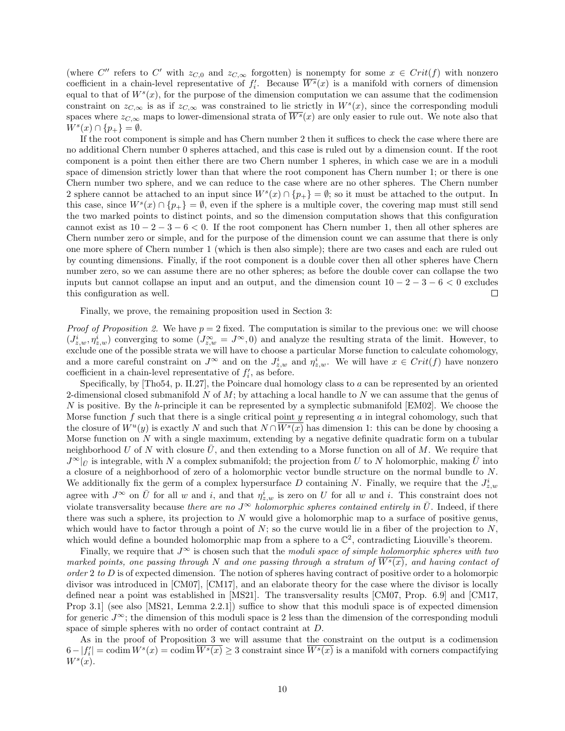(where $C''$ refers to $C'$ with $z_{C,0}$ and $z_{C,\infty}$ forgotten) is nonempty for some $x \in Crit(f)$ with nonzero coefficient in a chain-level representative of $f_i'$. Because $\overline{W^s}(x)$ is a manifold with corners of dimension equal to that of $W^s(x)$, for the purpose of the dimension computation we can assume that the codimension constraint on $z_{C,\infty}$ is as if $z_{C,\infty}$ was constrained to lie strictly in $W^s(x)$, since the corresponding moduli spaces where $z_{C,\infty}$ maps to lower-dimensional strata of $\overline{W^s}(x)$ are only easier to rule out. We note also that $W^s(x) \cap \{p_+\} = \emptyset$.

If the root component is simple and has Chern number 2 then it suffices to check the case where there are no additional Chern number 0 spheres attached, and this case is ruled out by a dimension count. If the root component is a point then either there are two Chern number 1 spheres, in which case we are in a moduli space of dimension strictly lower than that where the root component has Chern number 1; or there is one Chern number two sphere, and we can reduce to the case where are no other spheres. The Chern number 2 sphere cannot be attached to an input since $W^s(x) \cap \{p_+\} = \emptyset$; so it must be attached to the output. In this case, since $W^s(x) \cap \{p_+\} = \emptyset$, even if the sphere is a multiple cover, the covering map must still send the two marked points to distinct points, and so the dimension computation shows that this configuration cannot exist as $10 - 2 - 3 - 6 < 0$. If the root component has Chern number 1, then all other spheres are Chern number zero or simple, and for the purpose of the dimension count we can assume that there is only one more sphere of Chern number 1 (which is then also simple); there are two cases and each are ruled out by counting dimensions. Finally, if the root component is a double cover then all other spheres have Chern number zero, so we can assume there are no other spheres; as before the double cover can collapse the two inputs but cannot collapse an input and an output, and the dimension count $10 - 2 - 3 - 6 < 0$ excludes this configuration as well. □

Finally, we prove, the remaining proposition used in Section 3:

*Proof of Proposition 2.* We have $p = 2$ fixed. The computation is similar to the previous one: we will choose $(J^i_{z,w}, \eta^i_{z,w})$ converging to some $(J^\infty_{z,w} = J^\infty, 0)$ and analyze the resulting strata of the limit. However, to exclude one of the possible strata we will have to choose a particular Morse function to calculate cohomology, and a more careful constraint on $J^\infty$ and on the $J^i_{z,w}$ and $\eta^i_{z,w}$. We will have $x \in Crit(f)$ have nonzero coefficient in a chain-level representative of $f_i'$, as before.

Specifically, by [Tho54, p. II.27], the Poincare dual homology class to $a$ can be represented by an oriented 2-dimensional closed submanifold $N$ of $M$; by attaching a local handle to $N$ we can assume that the genus of $N$ is positive. By the $h$-principle it can be represented by a symplectic submanifold [EM02]. We choose the Morse function $f$ such that there is a single critical point $y$ representing $a$ in integral cohomology, such that the closure of $W^u(y)$ is exactly $N$ and such that $N \cap \overline{W^s(x)}$ has dimension 1: this can be done by choosing a Morse function on $N$ with a single maximum, extending by a negative definite quadratic form on a tubular neighborhood $U$ of $N$ with closure $\bar{U}$, and then extending to a Morse function on all of $M$. We require that $J^\infty|_{\bar{U}}$ is integrable, with $N$ a complex submanifold; the projection from $U$ to $N$ holomorphic, making $\bar{U}$ into a closure of a neighborhood of zero of a holomorphic vector bundle structure on the normal bundle to $N$. We additionally fix the germ of a complex hypersurface $D$ containing $N$. Finally, we require that the $J^i_{z,w}$ agree with $J^\infty$ on $\bar{U}$ for all $w$ and $i$, and that $\eta^i_{z,w}$ is zero on $U$ for all $w$ and $i$. This constraint does not violate transversality because *there are no $J^\infty$ holomorphic spheres contained entirely in $\bar{U}$*. Indeed, if there there was such a sphere, its projection to $N$ would give a holomorphic map to a surface of positive genus, which would have to factor through a point of $N$; so the curve would lie in a fiber of the projection to $N$, which would define a bounded holomorphic map from a sphere to a $\mathbb{C}^2$, contradicting Liouville's theorem.

Finally, we require that $J^\infty$ is chosen such that the *moduli space of simple holomorphic spheres with two marked points, one passing through $N$ and one passing through a stratum of $\overline{W^s(x)}$, and having contact of order 2 to $D$* is of expected dimension. The notion of spheres having contract of positive order to a holomorpic divisor was introduced in [CM07], [CM17], and an elaborate theory for the case where the divisor is locally defined near a point was established in [MS21]. The transversality results [CM07, Prop. 6.9] and [CM17, Prop 3.1] (see also [MS21, Lemma 2.2.1]) suffice to show that this moduli space is of expected dimension for generic $J^\infty$; the dimension of this moduli space is 2 less than the dimension of the corresponding moduli space of simple spheres with no order of contact contraint at $D$.

As in the proof of Proposition 3 we will assume that the constraint on the output is a codimension $6 - |f_i'| = \operatorname{codim} W^s(x) = \operatorname{codim} \overline{W^s(x)} \geq 3$ constraint since $\overline{W^s(x)}$ is a manifold with corners compactifying $W^s(x)$.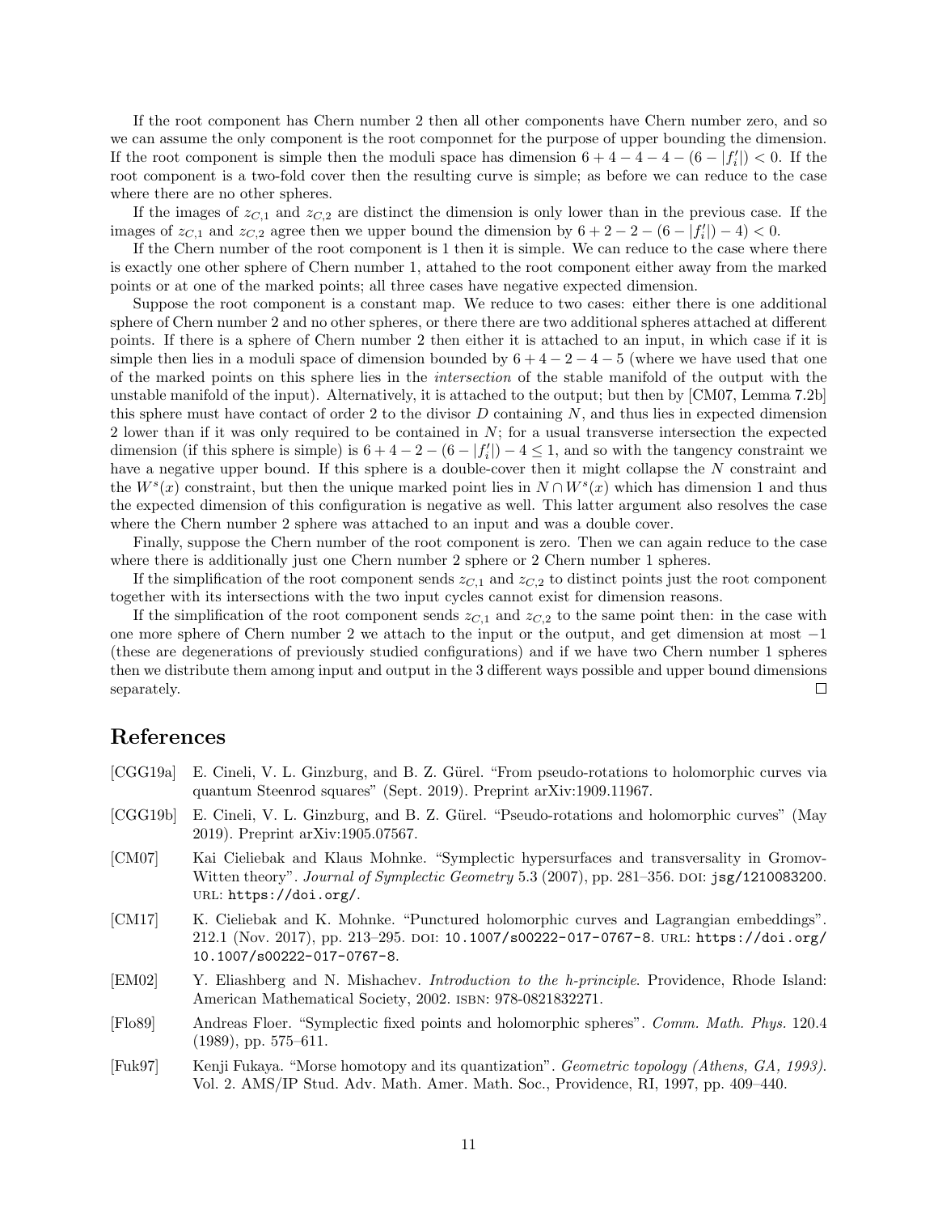If the root component has Chern number 2 then all other components have Chern number zero, and so we can assume the only component is the root componnet for the purpose of upper bounding the dimension. If the root component is simple then the moduli space has dimension $6 + 4 - 4 - 4 - (6 - |f_i'|) < 0$. If the root component is a two-fold cover then the resulting curve is simple; as before we can reduce to the case where there are no other spheres.

If the images of $z_{C,1}$ and $z_{C,2}$ are distinct the dimension is only lower than in the previous case. If the images of $z_{C,1}$ and $z_{C,2}$ agree then we upper bound the dimension by $6 + 2 - 2 - (6 - |f_i'|) - 4) < 0$.

If the Chern number of the root component is 1 then it is simple. We can reduce to the case where there is exactly one other sphere of Chern number 1, attahed to the root component either away from the marked points or at one of the marked points; all three cases have negative expected dimension.

Suppose the root component is a constant map. We reduce to two cases: either there is one additional sphere of Chern number 2 and no other spheres, or there there are two additional spheres attached at different points. If there is a sphere of Chern number 2 then either it is attached to an input, in which case if it is simple then lies in a moduli space of dimension bounded by $6 + 4 - 2 - 4 - 5$ (where we have used that one of the marked points on this sphere lies in the *intersection* of the stable manifold of the output with the unstable manifold of the input). Alternatively, it is attached to the output; but then by [CM07, Lemma 7.2b] this sphere must have contact of order 2 to the divisor $D$ containing $N$, and thus lies in expected dimension 2 lower than if it was only required to be contained in $N$; for a usual transverse intersection the expected dimension (if this sphere is simple) is $6 + 4 - 2 - (6 - |f_i'|) - 4 \leq 1$, and so with the tangency constraint we have a negative upper bound. If this sphere is a double-cover then it might collapse the $N$ constraint and the $W^s(x)$ constraint, but then the unique marked point lies in $N \cap W^s(x)$ which has dimension 1 and thus the expected dimension of this configuration is negative as well. This latter argument also resolves the case where the Chern number 2 sphere was attached to an input and was a double cover.

Finally, suppose the Chern number of the root component is zero. Then we can again reduce to the case where there is additionally just one Chern number 2 sphere or 2 Chern number 1 spheres.

If the simplification of the root component sends $z_{C,1}$ and $z_{C,2}$ to distinct points just the root component together with its intersections with the two input cycles cannot exist for dimension reasons.

If the simplification of the root component sends $z_{C,1}$ and $z_{C,2}$ to the same point then: in the case with one more sphere of Chern number 2 we attach to the input or the output, and get dimension at most $-1$ (these are degenerations of previously studied configurations) and if we have two Chern number 1 spheres then we distribute them among input and output in the 3 different ways possible and upper bound dimensions separately. □

## References

[CGG19a] E. Cineli, V. L. Ginzburg, and B. Z. Gürel. "From pseudo-rotations to holomorphic curves via quantum Steenrod squares" (Sept. 2019). Preprint arXiv:1909.11967.

[CGG19b] E. Cineli, V. L. Ginzburg, and B. Z. Gürel. "Pseudo-rotations and holomorphic curves" (May 2019). Preprint arXiv:1905.07567.

[CM07] Kai Cieliebak and Klaus Mohnke. "Symplectic hypersurfaces and transversality in Gromov-Witten theory". *Journal of Symplectic Geometry* 5.3 (2007), pp. 281–356. DOI: jsg/1210083200. URL: https://doi.org/.

[CM17] K. Cieliebak and K. Mohnke. "Punctured holomorphic curves and Lagrangian embeddings". 212.1 (Nov. 2017), pp. 213–295. DOI: 10.1007/s00222-017-0767-8. URL: https://doi.org/10.1007/s00222-017-0767-8.

[EM02] Y. Eliashberg and N. Mishachev. *Introduction to the h-principle*. Providence, Rhode Island: American Mathematical Society, 2002. ISBN: 978-0821832271.

[Flo89] Andreas Floer. "Symplectic fixed points and holomorphic spheres". *Comm. Math. Phys.* 120.4 (1989), pp. 575–611.

[Fuk97] Kenji Fukaya. "Morse homotopy and its quantization". *Geometric topology (Athens, GA, 1993)*. Vol. 2. AMS/IP Stud. Adv. Math. Amer. Math. Soc., Providence, RI, 1997, pp. 409–440.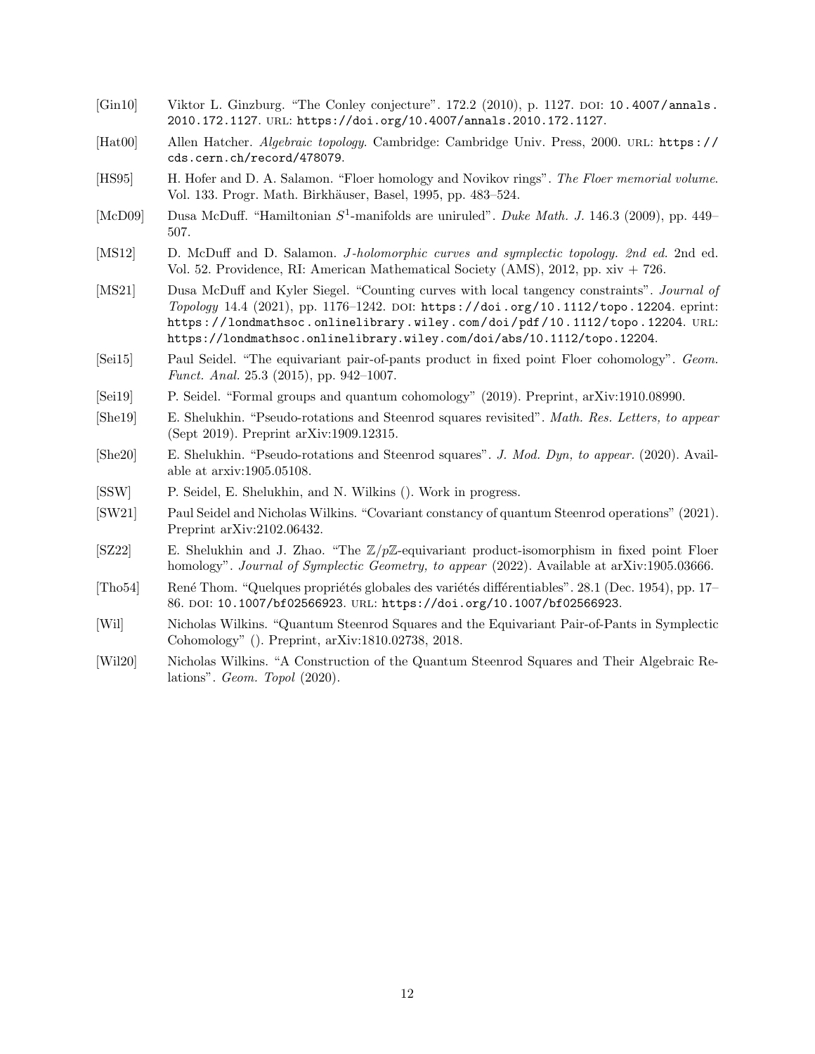[Gin10] Viktor L. Ginzburg. "The Conley conjecture". 172.2 (2010), p. 1127. DOI: `10.4007/annals.2010.172.1127`. URL: `https://doi.org/10.4007/annals.2010.172.1127`.

[Hat00] Allen Hatcher. *Algebraic topology*. Cambridge: Cambridge Univ. Press, 2000. URL: `https://cds.cern.ch/record/478079`.

[HS95] H. Hofer and D. A. Salamon. "Floer homology and Novikov rings". *The Floer memorial volume*. Vol. 133. Progr. Math. Birkhäuser, Basel, 1995, pp. 483–524.

[McD09] Dusa McDuff. "Hamiltonian $S^1$-manifolds are uniruled". *Duke Math. J.* 146.3 (2009), pp. 449–507.

[MS12] D. McDuff and D. Salamon. *J-holomorphic curves and symplectic topology. 2nd ed.* 2nd ed. Vol. 52. Providence, RI: American Mathematical Society (AMS), 2012, pp. xiv + 726.

[MS21] Dusa McDuff and Kyler Siegel. "Counting curves with local tangency constraints". *Journal of Topology* 14.4 (2021), pp. 1176–1242. DOI: `https://doi.org/10.1112/topo.12204`. eprint: `https://londmathsoc.onlinelibrary.wiley.com/doi/pdf/10.1112/topo.12204`. URL: `https://londmathsoc.onlinelibrary.wiley.com/doi/abs/10.1112/topo.12204`.

[Sei15] Paul Seidel. "The equivariant pair-of-pants product in fixed point Floer cohomology". *Geom. Funct. Anal.* 25.3 (2015), pp. 942–1007.

[Sei19] P. Seidel. "Formal groups and quantum cohomology" (2019). Preprint, arXiv:1910.08990.

[She19] E. Shelukhin. "Pseudo-rotations and Steenrod squares revisited". *Math. Res. Letters, to appear* (Sept 2019). Preprint arXiv:1909.12315.

[She20] E. Shelukhin. "Pseudo-rotations and Steenrod squares". *J. Mod. Dyn, to appear.* (2020). Available at arxiv:1905.05108.

[SSW] P. Seidel, E. Shelukhin, and N. Wilkins (). Work in progress.

[SW21] Paul Seidel and Nicholas Wilkins. "Covariant constancy of quantum Steenrod operations" (2021). Preprint arXiv:2102.06432.

[SZ22] E. Shelukhin and J. Zhao. "The $\mathbb{Z}/p\mathbb{Z}$-equivariant product-isomorphism in fixed point Floer homology". *Journal of Symplectic Geometry, to appear* (2022). Available at arXiv:1905.03666.

[Tho54] René Thom. "Quelques propriétés globales des variétés différentiables". 28.1 (Dec. 1954), pp. 17–86. DOI: `10.1007/bf02566923`. URL: `https://doi.org/10.1007/bf02566923`.

[Wil] Nicholas Wilkins. "Quantum Steenrod Squares and the Equivariant Pair-of-Pants in Symplectic Cohomology" (). Preprint, arXiv:1810.02738, 2018.

[Wil20] Nicholas Wilkins. "A Construction of the Quantum Steenrod Squares and Their Algebraic Relations". *Geom. Topol* (2020).